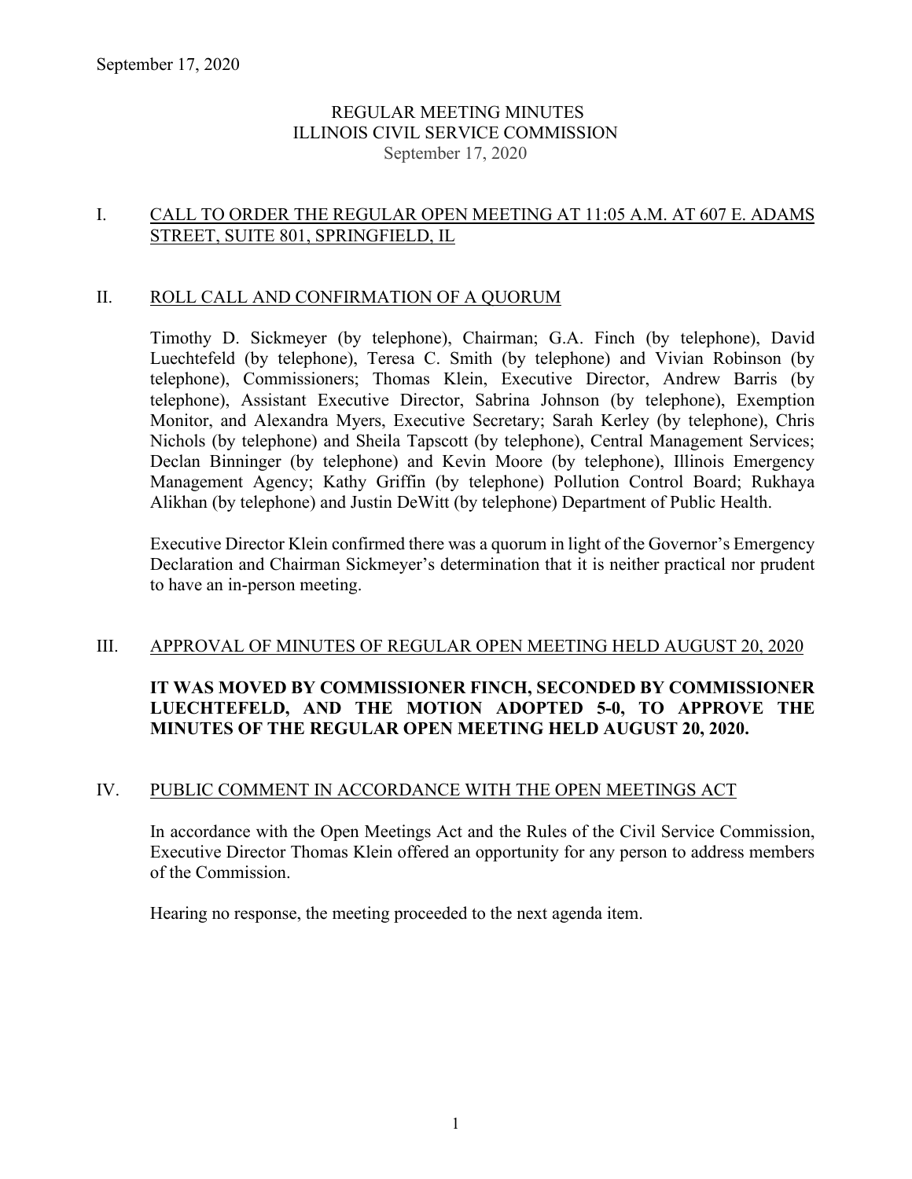# REGULAR MEETING MINUTES
# ILLINOIS CIVIL SERVICE COMMISSION
September 17, 2020

## I. CALL TO ORDER THE REGULAR OPEN MEETING AT 11:05 A.M. AT 607 E. ADAMS STREET, SUITE 801, SPRINGFIELD, IL

## II. ROLL CALL AND CONFIRMATION OF A QUORUM

Timothy D. Sickmeyer (by telephone), Chairman; G.A. Finch (by telephone), David Luechtefeld (by telephone), Teresa C. Smith (by telephone) and Vivian Robinson (by telephone), Commissioners; Thomas Klein, Executive Director, Andrew Barris (by telephone), Assistant Executive Director, Sabrina Johnson (by telephone), Exemption Monitor, and Alexandra Myers, Executive Secretary; Sarah Kerley (by telephone), Chris Nichols (by telephone) and Sheila Tapscott (by telephone), Central Management Services; Declan Binninger (by telephone) and Kevin Moore (by telephone), Illinois Emergency Management Agency; Kathy Griffin (by telephone) Pollution Control Board; Rukhaya Alikhan (by telephone) and Justin DeWitt (by telephone) Department of Public Health.

Executive Director Klein confirmed there was a quorum in light of the Governor's Emergency Declaration and Chairman Sickmeyer's determination that it is neither practical nor prudent to have an in-person meeting.

## III. APPROVAL OF MINUTES OF REGULAR OPEN MEETING HELD AUGUST 20, 2020

**IT WAS MOVED BY COMMISSIONER FINCH, SECONDED BY COMMISSIONER LUECHTEFELD, AND THE MOTION ADOPTED 5-0, TO APPROVE THE MINUTES OF THE REGULAR OPEN MEETING HELD AUGUST 20, 2020.**

## IV. PUBLIC COMMENT IN ACCORDANCE WITH THE OPEN MEETINGS ACT

In accordance with the Open Meetings Act and the Rules of the Civil Service Commission, Executive Director Thomas Klein offered an opportunity for any person to address members of the Commission.

Hearing no response, the meeting proceeded to the next agenda item.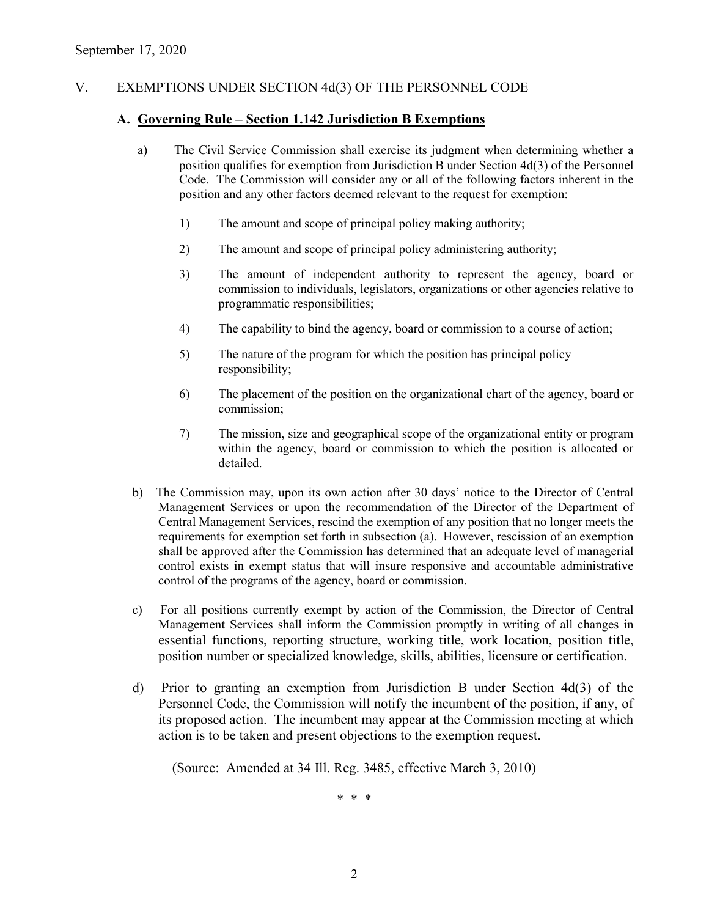September 17, 2020

## V. EXEMPTIONS UNDER SECTION 4d(3) OF THE PERSONNEL CODE

### A. Governing Rule – Section 1.142 Jurisdiction B Exemptions

a) The Civil Service Commission shall exercise its judgment when determining whether a position qualifies for exemption from Jurisdiction B under Section 4d(3) of the Personnel Code. The Commission will consider any or all of the following factors inherent in the position and any other factors deemed relevant to the request for exemption:

1) The amount and scope of principal policy making authority;

2) The amount and scope of principal policy administering authority;

3) The amount of independent authority to represent the agency, board or commission to individuals, legislators, organizations or other agencies relative to programmatic responsibilities;

4) The capability to bind the agency, board or commission to a course of action;

5) The nature of the program for which the position has principal policy responsibility;

6) The placement of the position on the organizational chart of the agency, board or commission;

7) The mission, size and geographical scope of the organizational entity or program within the agency, board or commission to which the position is allocated or detailed.

b) The Commission may, upon its own action after 30 days' notice to the Director of Central Management Services or upon the recommendation of the Director of the Department of Central Management Services, rescind the exemption of any position that no longer meets the requirements for exemption set forth in subsection (a). However, rescission of an exemption shall be approved after the Commission has determined that an adequate level of managerial control exists in exempt status that will insure responsive and accountable administrative control of the programs of the agency, board or commission.

c) For all positions currently exempt by action of the Commission, the Director of Central Management Services shall inform the Commission promptly in writing of all changes in essential functions, reporting structure, working title, work location, position title, position number or specialized knowledge, skills, abilities, licensure or certification.

d) Prior to granting an exemption from Jurisdiction B under Section 4d(3) of the Personnel Code, the Commission will notify the incumbent of the position, if any, of its proposed action. The incumbent may appear at the Commission meeting at which action is to be taken and present objections to the exemption request.

(Source: Amended at 34 Ill. Reg. 3485, effective March 3, 2010)

\* \* \*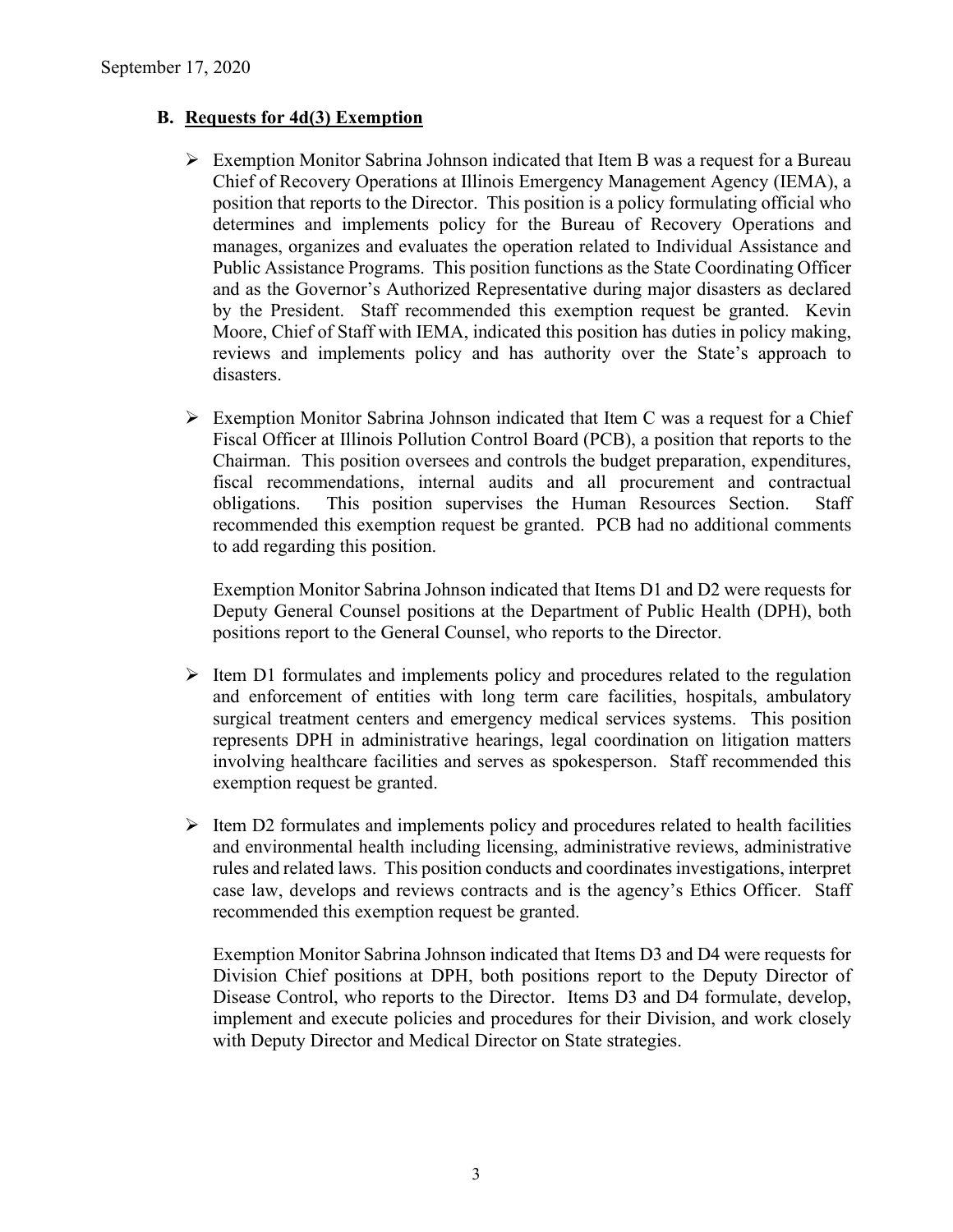September 17, 2020

## B. Requests for 4d(3) Exemption

- Exemption Monitor Sabrina Johnson indicated that Item B was a request for a Bureau Chief of Recovery Operations at Illinois Emergency Management Agency (IEMA), a position that reports to the Director. This position is a policy formulating official who determines and implements policy for the Bureau of Recovery Operations and manages, organizes and evaluates the operation related to Individual Assistance and Public Assistance Programs. This position functions as the State Coordinating Officer and as the Governor's Authorized Representative during major disasters as declared by the President. Staff recommended this exemption request be granted. Kevin Moore, Chief of Staff with IEMA, indicated this position has duties in policy making, reviews and implements policy and has authority over the State's approach to disasters.

- Exemption Monitor Sabrina Johnson indicated that Item C was a request for a Chief Fiscal Officer at Illinois Pollution Control Board (PCB), a position that reports to the Chairman. This position oversees and controls the budget preparation, expenditures, fiscal recommendations, internal audits and all procurement and contractual obligations. This position supervises the Human Resources Section. Staff recommended this exemption request be granted. PCB had no additional comments to add regarding this position.

  Exemption Monitor Sabrina Johnson indicated that Items D1 and D2 were requests for Deputy General Counsel positions at the Department of Public Health (DPH), both positions report to the General Counsel, who reports to the Director.

- Item D1 formulates and implements policy and procedures related to the regulation and enforcement of entities with long term care facilities, hospitals, ambulatory surgical treatment centers and emergency medical services systems. This position represents DPH in administrative hearings, legal coordination on litigation matters involving healthcare facilities and serves as spokesperson. Staff recommended this exemption request be granted.

- Item D2 formulates and implements policy and procedures related to health facilities and environmental health including licensing, administrative reviews, administrative rules and related laws. This position conducts and coordinates investigations, interpret case law, develops and reviews contracts and is the agency's Ethics Officer. Staff recommended this exemption request be granted.

  Exemption Monitor Sabrina Johnson indicated that Items D3 and D4 were requests for Division Chief positions at DPH, both positions report to the Deputy Director of Disease Control, who reports to the Director. Items D3 and D4 formulate, develop, implement and execute policies and procedures for their Division, and work closely with Deputy Director and Medical Director on State strategies.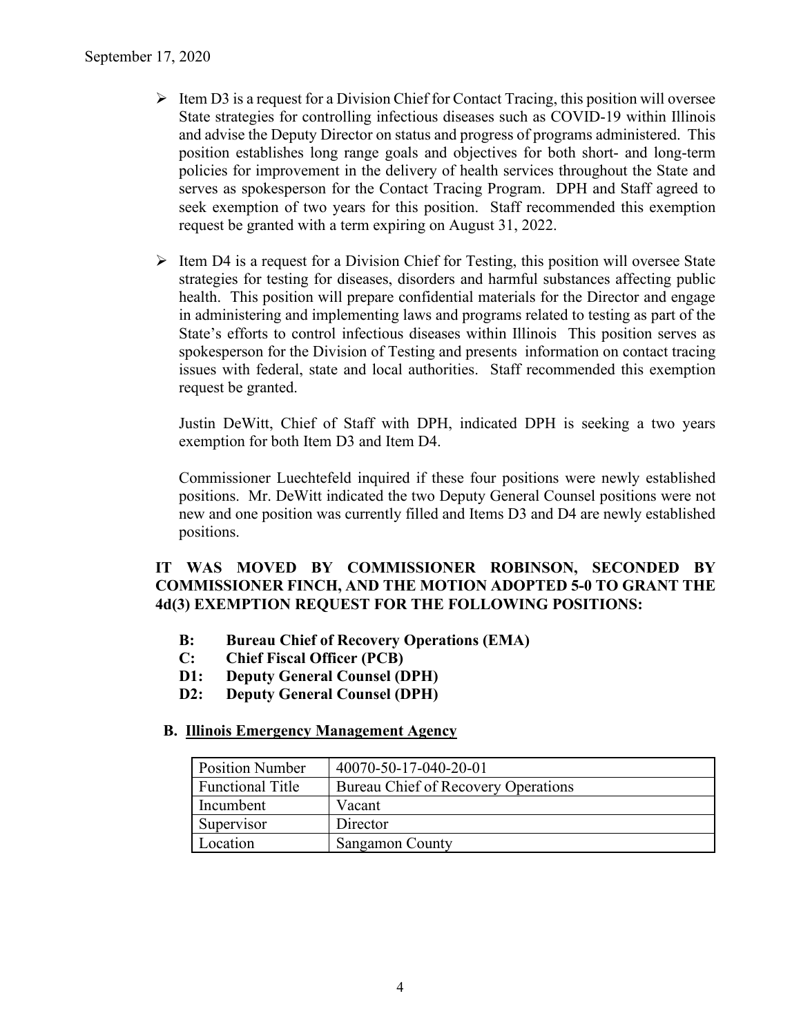- Item D3 is a request for a Division Chief for Contact Tracing, this position will oversee State strategies for controlling infectious diseases such as COVID-19 within Illinois and advise the Deputy Director on status and progress of programs administered. This position establishes long range goals and objectives for both short- and long-term policies for improvement in the delivery of health services throughout the State and serves as spokesperson for the Contact Tracing Program. DPH and Staff agreed to seek exemption of two years for this position. Staff recommended this exemption request be granted with a term expiring on August 31, 2022.

- Item D4 is a request for a Division Chief for Testing, this position will oversee State strategies for testing for diseases, disorders and harmful substances affecting public health. This position will prepare confidential materials for the Director and engage in administering and implementing laws and programs related to testing as part of the State's efforts to control infectious diseases within Illinois This position serves as spokesperson for the Division of Testing and presents information on contact tracing issues with federal, state and local authorities. Staff recommended this exemption request be granted.

  Justin DeWitt, Chief of Staff with DPH, indicated DPH is seeking a two years exemption for both Item D3 and Item D4.

  Commissioner Luechtefeld inquired if these four positions were newly established positions. Mr. DeWitt indicated the two Deputy General Counsel positions were not new and one position was currently filled and Items D3 and D4 are newly established positions.

**IT WAS MOVED BY COMMISSIONER ROBINSON, SECONDED BY COMMISSIONER FINCH, AND THE MOTION ADOPTED 5-0 TO GRANT THE 4d(3) EXEMPTION REQUEST FOR THE FOLLOWING POSITIONS:**

- **B: Bureau Chief of Recovery Operations (EMA)**
- **C: Chief Fiscal Officer (PCB)**
- **D1: Deputy General Counsel (DPH)**
- **D2: Deputy General Counsel (DPH)**

**B. Illinois Emergency Management Agency**

| Position Number | 40070-50-17-040-20-01 |
|---|---|
| Functional Title | Bureau Chief of Recovery Operations |
| Incumbent | Vacant |
| Supervisor | Director |
| Location | Sangamon County |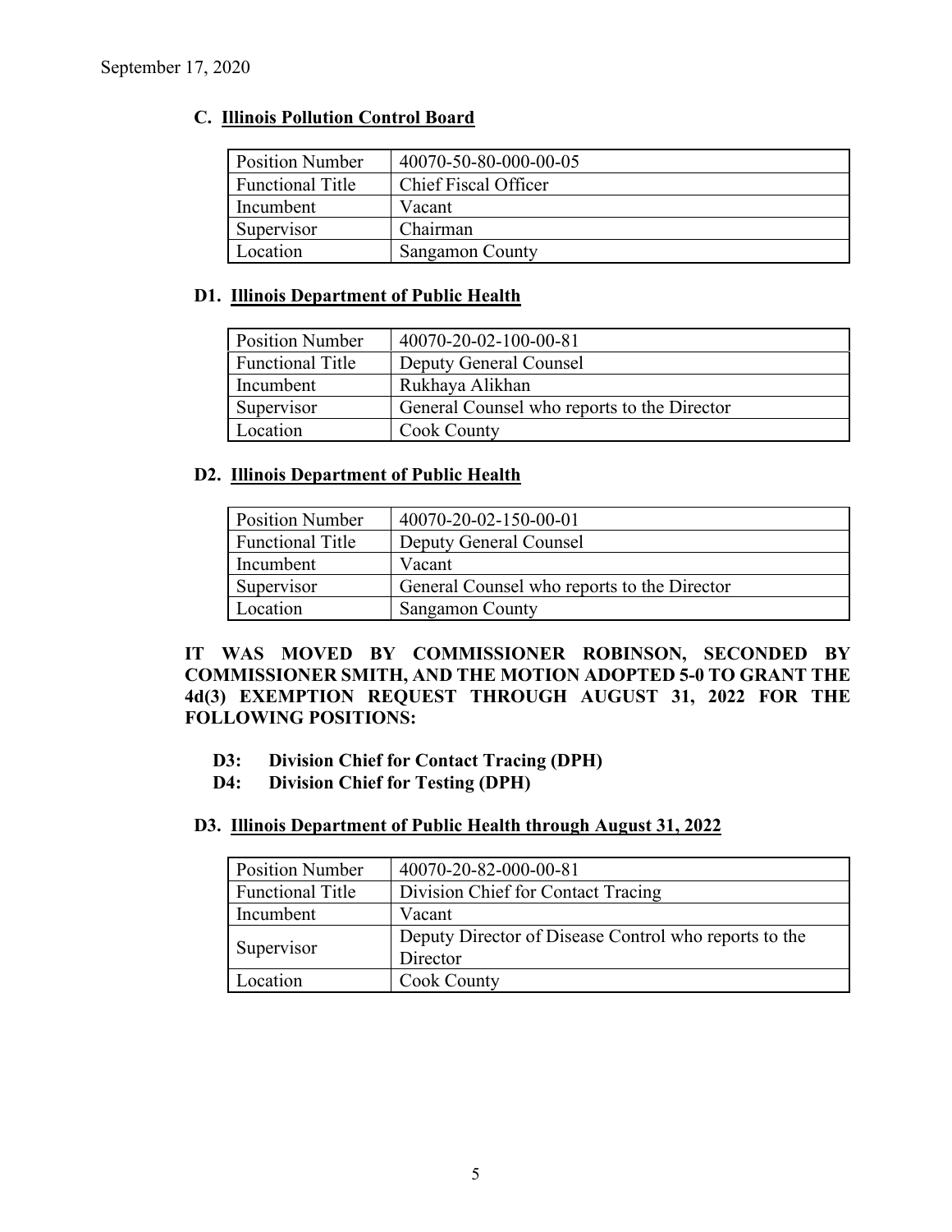### C. Illinois Pollution Control Board

| Position Number | 40070-50-80-000-00-05 |
|---|---|
| Functional Title | Chief Fiscal Officer |
| Incumbent | Vacant |
| Supervisor | Chairman |
| Location | Sangamon County |

### D1. Illinois Department of Public Health

| Position Number | 40070-20-02-100-00-81 |
|---|---|
| Functional Title | Deputy General Counsel |
| Incumbent | Rukhaya Alikhan |
| Supervisor | General Counsel who reports to the Director |
| Location | Cook County |

### D2. Illinois Department of Public Health

| Position Number | 40070-20-02-150-00-01 |
|---|---|
| Functional Title | Deputy General Counsel |
| Incumbent | Vacant |
| Supervisor | General Counsel who reports to the Director |
| Location | Sangamon County |

**IT WAS MOVED BY COMMISSIONER ROBINSON, SECONDED BY COMMISSIONER SMITH, AND THE MOTION ADOPTED 5-0 TO GRANT THE 4d(3) EXEMPTION REQUEST THROUGH AUGUST 31, 2022 FOR THE FOLLOWING POSITIONS:**

- **D3: Division Chief for Contact Tracing (DPH)**
- **D4: Division Chief for Testing (DPH)**

### D3. Illinois Department of Public Health through August 31, 2022

| Position Number | 40070-20-82-000-00-81 |
|---|---|
| Functional Title | Division Chief for Contact Tracing |
| Incumbent | Vacant |
| Supervisor | Deputy Director of Disease Control who reports to the Director |
| Location | Cook County |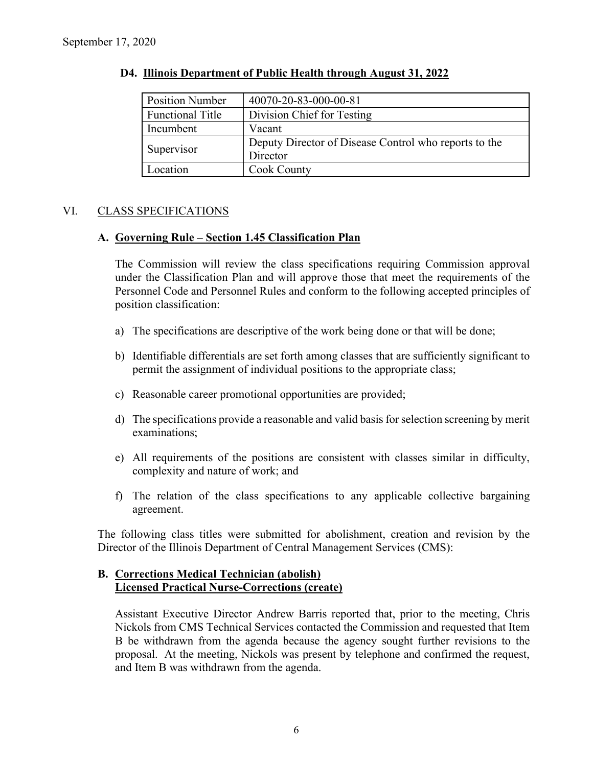**D4. Illinois Department of Public Health through August 31, 2022**

| Position Number | 40070-20-83-000-00-81 |
|---|---|
| Functional Title | Division Chief for Testing |
| Incumbent | Vacant |
| Supervisor | Deputy Director of Disease Control who reports to the Director |
| Location | Cook County |

## VI. CLASS SPECIFICATIONS

### A. Governing Rule – Section 1.45 Classification Plan

The Commission will review the class specifications requiring Commission approval under the Classification Plan and will approve those that meet the requirements of the Personnel Code and Personnel Rules and conform to the following accepted principles of position classification:

a) The specifications are descriptive of the work being done or that will be done;

b) Identifiable differentials are set forth among classes that are sufficiently significant to permit the assignment of individual positions to the appropriate class;

c) Reasonable career promotional opportunities are provided;

d) The specifications provide a reasonable and valid basis for selection screening by merit examinations;

e) All requirements of the positions are consistent with classes similar in difficulty, complexity and nature of work; and

f) The relation of the class specifications to any applicable collective bargaining agreement.

The following class titles were submitted for abolishment, creation and revision by the Director of the Illinois Department of Central Management Services (CMS):

### B. Corrections Medical Technician (abolish) Licensed Practical Nurse-Corrections (create)

Assistant Executive Director Andrew Barris reported that, prior to the meeting, Chris Nickols from CMS Technical Services contacted the Commission and requested that Item B be withdrawn from the agenda because the agency sought further revisions to the proposal. At the meeting, Nickols was present by telephone and confirmed the request, and Item B was withdrawn from the agenda.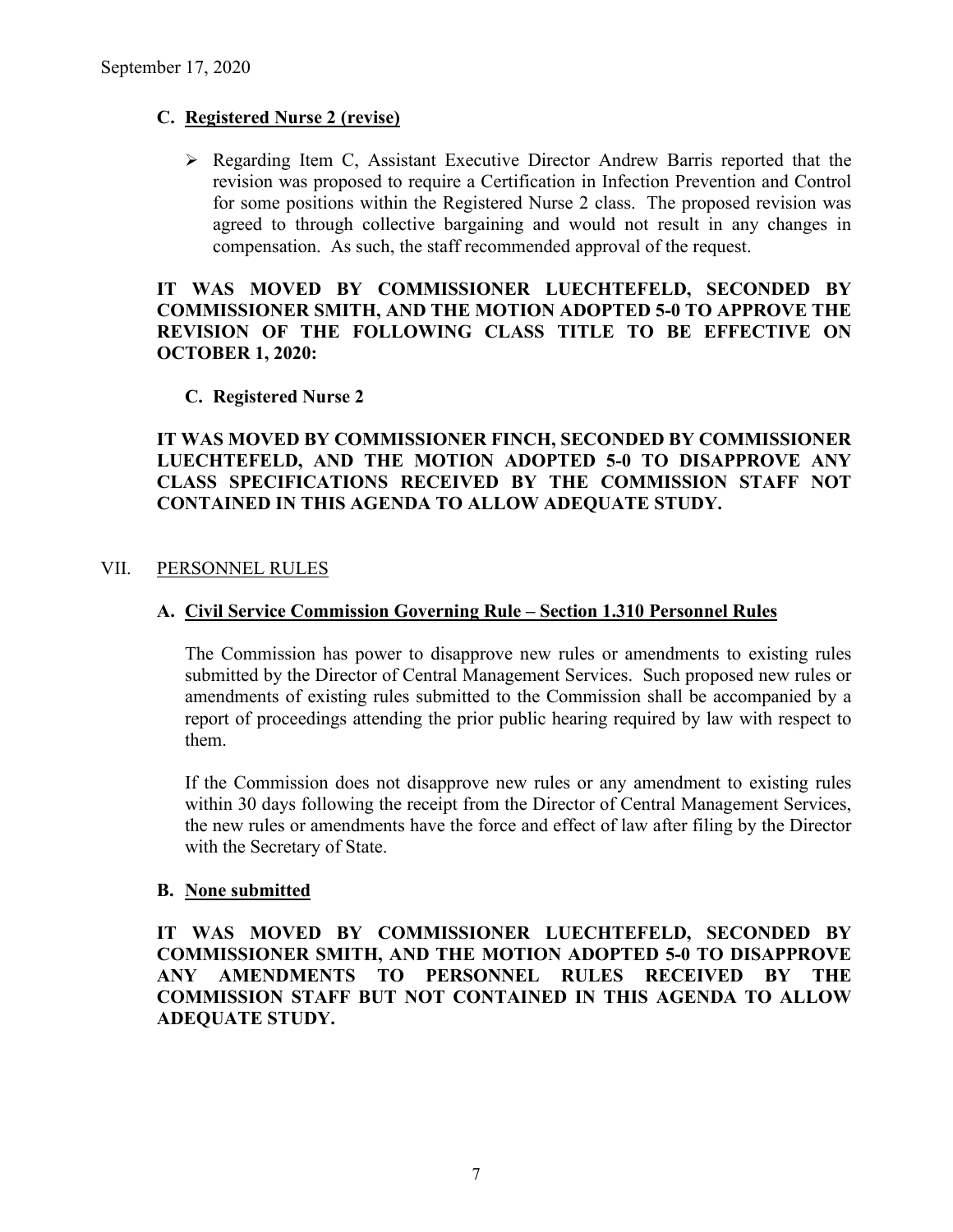**C. Registered Nurse 2 (revise)**

- Regarding Item C, Assistant Executive Director Andrew Barris reported that the revision was proposed to require a Certification in Infection Prevention and Control for some positions within the Registered Nurse 2 class. The proposed revision was agreed to through collective bargaining and would not result in any changes in compensation. As such, the staff recommended approval of the request.

**IT WAS MOVED BY COMMISSIONER LUECHTEFELD, SECONDED BY COMMISSIONER SMITH, AND THE MOTION ADOPTED 5-0 TO APPROVE THE REVISION OF THE FOLLOWING CLASS TITLE TO BE EFFECTIVE ON OCTOBER 1, 2020:**

**C. Registered Nurse 2**

**IT WAS MOVED BY COMMISSIONER FINCH, SECONDED BY COMMISSIONER LUECHTEFELD, AND THE MOTION ADOPTED 5-0 TO DISAPPROVE ANY CLASS SPECIFICATIONS RECEIVED BY THE COMMISSION STAFF NOT CONTAINED IN THIS AGENDA TO ALLOW ADEQUATE STUDY.**

## VII. PERSONNEL RULES

**A. Civil Service Commission Governing Rule – Section 1.310 Personnel Rules**

The Commission has power to disapprove new rules or amendments to existing rules submitted by the Director of Central Management Services. Such proposed new rules or amendments of existing rules submitted to the Commission shall be accompanied by a report of proceedings attending the prior public hearing required by law with respect to them.

If the Commission does not disapprove new rules or any amendment to existing rules within 30 days following the receipt from the Director of Central Management Services, the new rules or amendments have the force and effect of law after filing by the Director with the Secretary of State.

**B. None submitted**

**IT WAS MOVED BY COMMISSIONER LUECHTEFELD, SECONDED BY COMMISSIONER SMITH, AND THE MOTION ADOPTED 5-0 TO DISAPPROVE ANY AMENDMENTS TO PERSONNEL RULES RECEIVED BY THE COMMISSION STAFF BUT NOT CONTAINED IN THIS AGENDA TO ALLOW ADEQUATE STUDY.**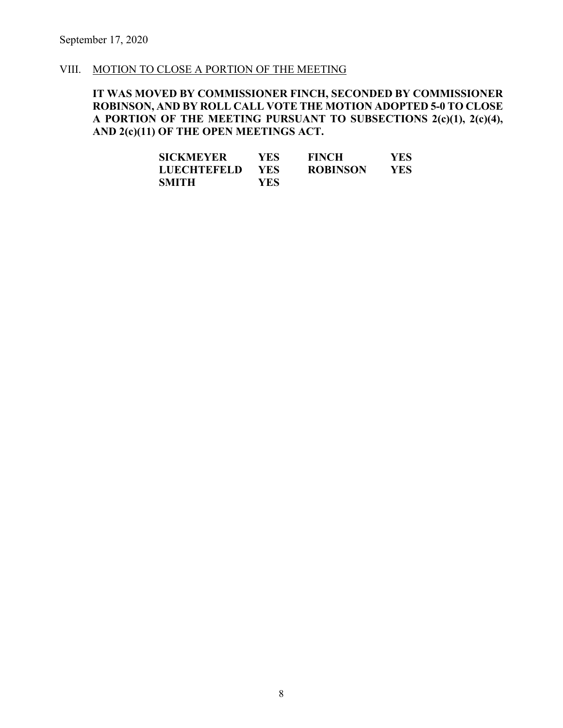September 17, 2020

VIII. MOTION TO CLOSE A PORTION OF THE MEETING

**IT WAS MOVED BY COMMISSIONER FINCH, SECONDED BY COMMISSIONER ROBINSON, AND BY ROLL CALL VOTE THE MOTION ADOPTED 5-0 TO CLOSE A PORTION OF THE MEETING PURSUANT TO SUBSECTIONS 2(c)(1), 2(c)(4), AND 2(c)(11) OF THE OPEN MEETINGS ACT.**

| | | | |
|---|---|---|---|
| **SICKMEYER** | **YES** | **FINCH** | **YES** |
| **LUECHTEFELD** | **YES** | **ROBINSON** | **YES** |
| **SMITH** | **YES** | | |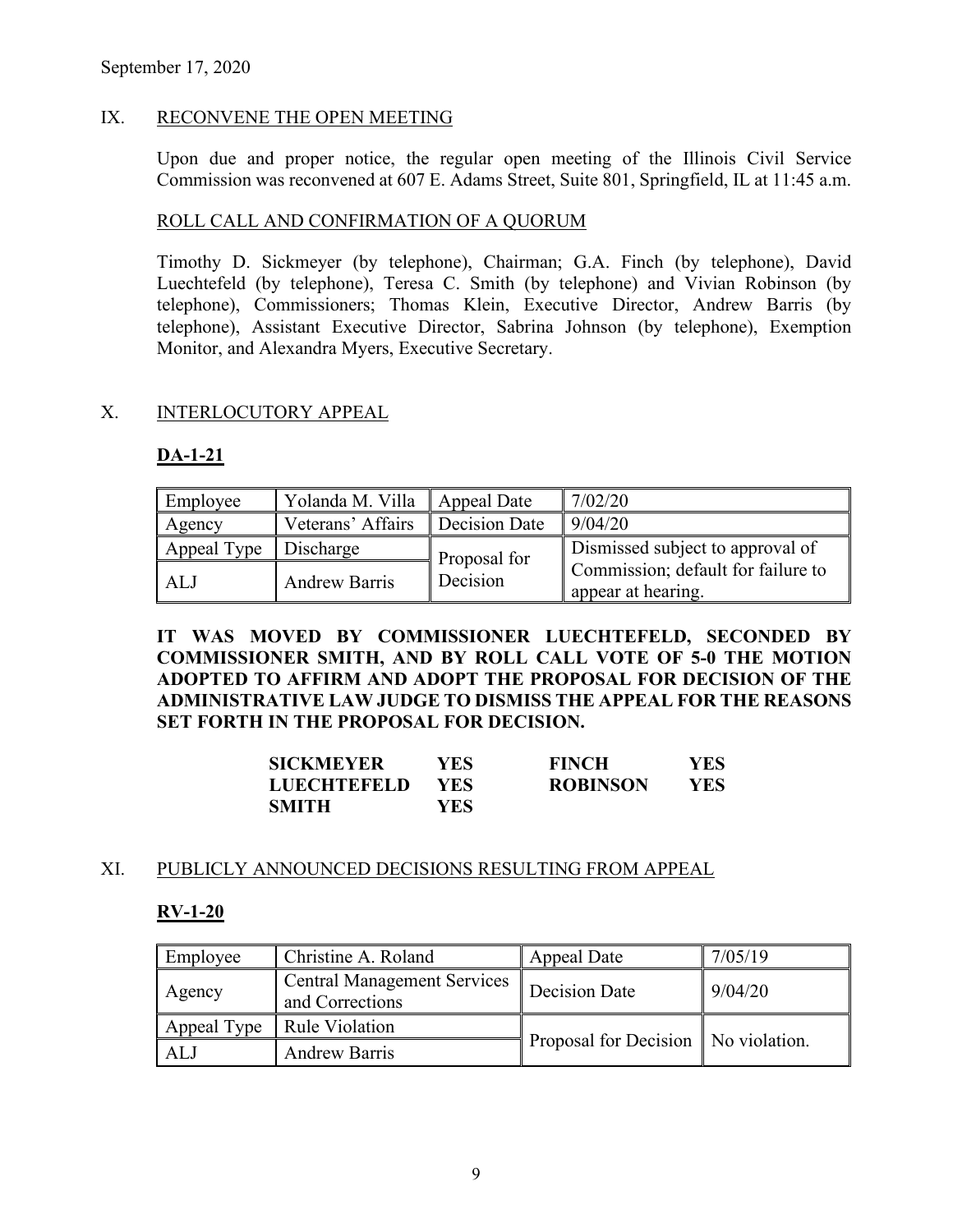September 17, 2020

## IX. RECONVENE THE OPEN MEETING

Upon due and proper notice, the regular open meeting of the Illinois Civil Service Commission was reconvened at 607 E. Adams Street, Suite 801, Springfield, IL at 11:45 a.m.

### ROLL CALL AND CONFIRMATION OF A QUORUM

Timothy D. Sickmeyer (by telephone), Chairman; G.A. Finch (by telephone), David Luechtefeld (by telephone), Teresa C. Smith (by telephone) and Vivian Robinson (by telephone), Commissioners; Thomas Klein, Executive Director, Andrew Barris (by telephone), Assistant Executive Director, Sabrina Johnson (by telephone), Exemption Monitor, and Alexandra Myers, Executive Secretary.

## X. INTERLOCUTORY APPEAL

### DA-1-21

| Employee | Yolanda M. Villa | Appeal Date | 7/02/20 |
|---|---|---|---|
| Agency | Veterans' Affairs | Decision Date | 9/04/20 |
| Appeal Type | Discharge | Proposal for Decision | Dismissed subject to approval of Commission; default for failure to appear at hearing. |
| ALJ | Andrew Barris | | |

**IT WAS MOVED BY COMMISSIONER LUECHTEFELD, SECONDED BY COMMISSIONER SMITH, AND BY ROLL CALL VOTE OF 5-0 THE MOTION ADOPTED TO AFFIRM AND ADOPT THE PROPOSAL FOR DECISION OF THE ADMINISTRATIVE LAW JUDGE TO DISMISS THE APPEAL FOR THE REASONS SET FORTH IN THE PROPOSAL FOR DECISION.**

| | | | |
|---|---|---|---|
| **SICKMEYER** | **YES** | **FINCH** | **YES** |
| **LUECHTEFELD** | **YES** | **ROBINSON** | **YES** |
| **SMITH** | **YES** | | |

## XI. PUBLICLY ANNOUNCED DECISIONS RESULTING FROM APPEAL

### RV-1-20

| Employee | Christine A. Roland | Appeal Date | 7/05/19 |
|---|---|---|---|
| Agency | Central Management Services and Corrections | Decision Date | 9/04/20 |
| Appeal Type | Rule Violation | Proposal for Decision | No violation. |
| ALJ | Andrew Barris | | |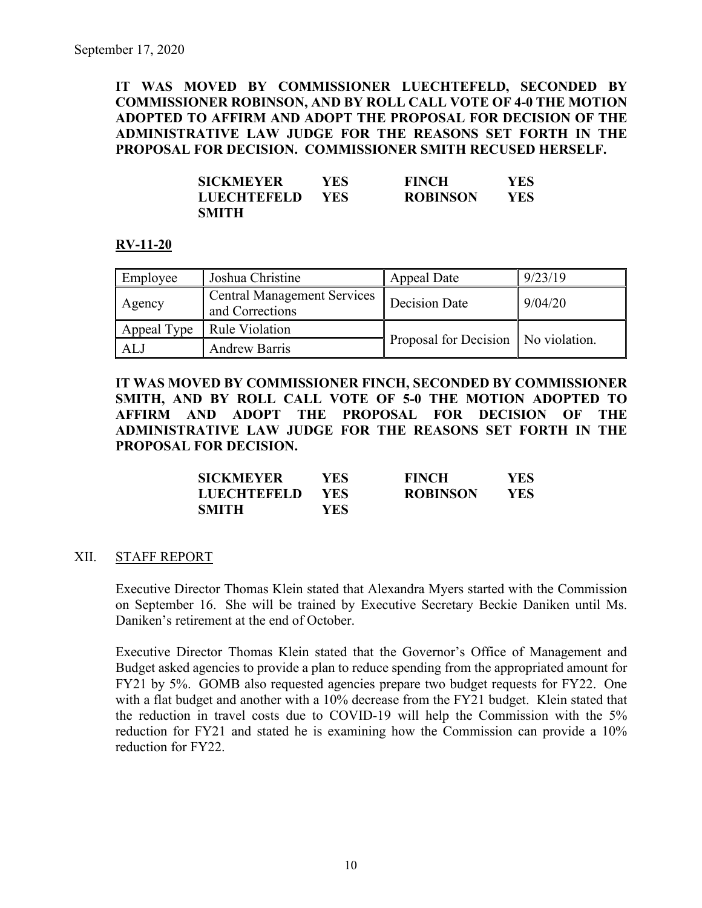September 17, 2020

**IT WAS MOVED BY COMMISSIONER LUECHTEFELD, SECONDED BY COMMISSIONER ROBINSON, AND BY ROLL CALL VOTE OF 4-0 THE MOTION ADOPTED TO AFFIRM AND ADOPT THE PROPOSAL FOR DECISION OF THE ADMINISTRATIVE LAW JUDGE FOR THE REASONS SET FORTH IN THE PROPOSAL FOR DECISION. COMMISSIONER SMITH RECUSED HERSELF.**

| | | | |
|---|---|---|---|
| **SICKMEYER** | **YES** | **FINCH** | **YES** |
| **LUECHTEFELD** | **YES** | **ROBINSON** | **YES** |
| **SMITH** | | | |

**RV-11-20**

| Employee | Joshua Christine | Appeal Date | 9/23/19 |
|---|---|---|---|
| Agency | Central Management Services and Corrections | Decision Date | 9/04/20 |
| Appeal Type | Rule Violation | Proposal for Decision | No violation. |
| ALJ | Andrew Barris | | |

**IT WAS MOVED BY COMMISSIONER FINCH, SECONDED BY COMMISSIONER SMITH, AND BY ROLL CALL VOTE OF 5-0 THE MOTION ADOPTED TO AFFIRM AND ADOPT THE PROPOSAL FOR DECISION OF THE ADMINISTRATIVE LAW JUDGE FOR THE REASONS SET FORTH IN THE PROPOSAL FOR DECISION.**

| | | | |
|---|---|---|---|
| **SICKMEYER** | **YES** | **FINCH** | **YES** |
| **LUECHTEFELD** | **YES** | **ROBINSON** | **YES** |
| **SMITH** | **YES** | | |

## XII. STAFF REPORT

Executive Director Thomas Klein stated that Alexandra Myers started with the Commission on September 16. She will be trained by Executive Secretary Beckie Daniken until Ms. Daniken's retirement at the end of October.

Executive Director Thomas Klein stated that the Governor's Office of Management and Budget asked agencies to provide a plan to reduce spending from the appropriated amount for FY21 by 5%. GOMB also requested agencies prepare two budget requests for FY22. One with a flat budget and another with a 10% decrease from the FY21 budget. Klein stated that the reduction in travel costs due to COVID-19 will help the Commission with the 5% reduction for FY21 and stated he is examining how the Commission can provide a 10% reduction for FY22.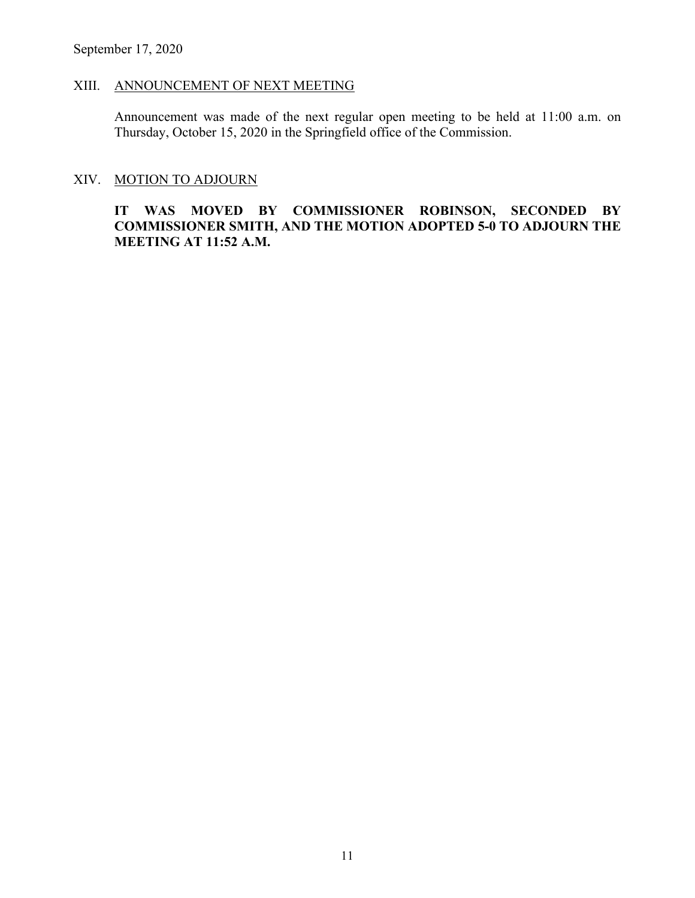September 17, 2020

## XIII. ANNOUNCEMENT OF NEXT MEETING

Announcement was made of the next regular open meeting to be held at 11:00 a.m. on Thursday, October 15, 2020 in the Springfield office of the Commission.

## XIV. MOTION TO ADJOURN

**IT WAS MOVED BY COMMISSIONER ROBINSON, SECONDED BY COMMISSIONER SMITH, AND THE MOTION ADOPTED 5-0 TO ADJOURN THE MEETING AT 11:52 A.M.**